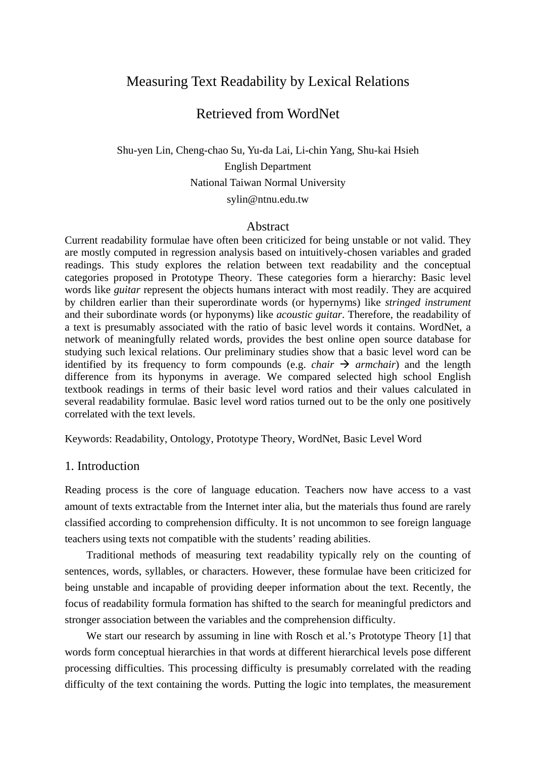# Measuring Text Readability by Lexical Relations Retrieved from WordNet

Shu-yen Lin, Cheng-chao Su, Yu-da Lai, Li-chin Yang, Shu-kai Hsieh
English Department
National Taiwan Normal University
sylin@ntnu.edu.tw

## Abstract

Current readability formulae have often been criticized for being unstable or not valid. They are mostly computed in regression analysis based on intuitively-chosen variables and graded readings. This study explores the relation between text readability and the conceptual categories proposed in Prototype Theory. These categories form a hierarchy: Basic level words like *guitar* represent the objects humans interact with most readily. They are acquired by children earlier than their superordinate words (or hypernyms) like *stringed instrument* and their subordinate words (or hyponyms) like *acoustic guitar*. Therefore, the readability of a text is presumably associated with the ratio of basic level words it contains. WordNet, a network of meaningfully related words, provides the best online open source database for studying such lexical relations. Our preliminary studies show that a basic level word can be identified by its frequency to form compounds (e.g. *chair* → *armchair*) and the length difference from its hyponyms in average. We compared selected high school English textbook readings in terms of their basic level word ratios and their values calculated in several readability formulae. Basic level word ratios turned out to be the only one positively correlated with the text levels.

Keywords: Readability, Ontology, Prototype Theory, WordNet, Basic Level Word

## 1. Introduction

Reading process is the core of language education. Teachers now have access to a vast amount of texts extractable from the Internet inter alia, but the materials thus found are rarely classified according to comprehension difficulty. It is not uncommon to see foreign language teachers using texts not compatible with the students' reading abilities.

Traditional methods of measuring text readability typically rely on the counting of sentences, words, syllables, or characters. However, these formulae have been criticized for being unstable and incapable of providing deeper information about the text. Recently, the focus of readability formula formation has shifted to the search for meaningful predictors and stronger association between the variables and the comprehension difficulty.

We start our research by assuming in line with Rosch et al.'s Prototype Theory [1] that words form conceptual hierarchies in that words at different hierarchical levels pose different processing difficulties. This processing difficulty is presumably correlated with the reading difficulty of the text containing the words. Putting the logic into templates, the measurement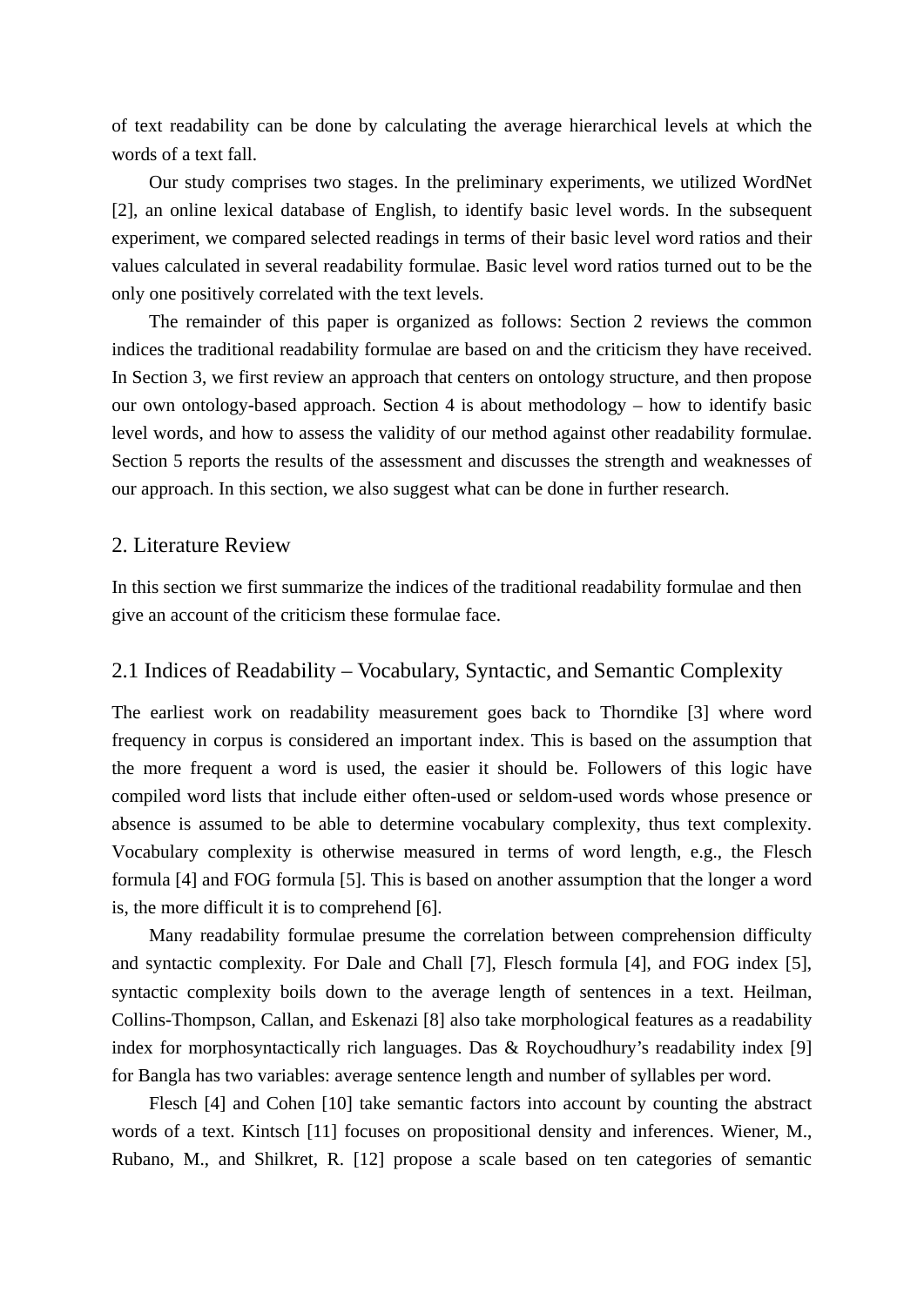of text readability can be done by calculating the average hierarchical levels at which the words of a text fall.

Our study comprises two stages. In the preliminary experiments, we utilized WordNet [2], an online lexical database of English, to identify basic level words. In the subsequent experiment, we compared selected readings in terms of their basic level word ratios and their values calculated in several readability formulae. Basic level word ratios turned out to be the only one positively correlated with the text levels.

The remainder of this paper is organized as follows: Section 2 reviews the common indices the traditional readability formulae are based on and the criticism they have received. In Section 3, we first review an approach that centers on ontology structure, and then propose our own ontology-based approach. Section 4 is about methodology – how to identify basic level words, and how to assess the validity of our method against other readability formulae. Section 5 reports the results of the assessment and discusses the strength and weaknesses of our approach. In this section, we also suggest what can be done in further research.

## 2. Literature Review

In this section we first summarize the indices of the traditional readability formulae and then give an account of the criticism these formulae face.

### 2.1 Indices of Readability – Vocabulary, Syntactic, and Semantic Complexity

The earliest work on readability measurement goes back to Thorndike [3] where word frequency in corpus is considered an important index. This is based on the assumption that the more frequent a word is used, the easier it should be. Followers of this logic have compiled word lists that include either often-used or seldom-used words whose presence or absence is assumed to be able to determine vocabulary complexity, thus text complexity. Vocabulary complexity is otherwise measured in terms of word length, e.g., the Flesch formula [4] and FOG formula [5]. This is based on another assumption that the longer a word is, the more difficult it is to comprehend [6].

Many readability formulae presume the correlation between comprehension difficulty and syntactic complexity. For Dale and Chall [7], Flesch formula [4], and FOG index [5], syntactic complexity boils down to the average length of sentences in a text. Heilman, Collins-Thompson, Callan, and Eskenazi [8] also take morphological features as a readability index for morphosyntactically rich languages. Das & Roychoudhury's readability index [9] for Bangla has two variables: average sentence length and number of syllables per word.

Flesch [4] and Cohen [10] take semantic factors into account by counting the abstract words of a text. Kintsch [11] focuses on propositional density and inferences. Wiener, M., Rubano, M., and Shilkret, R. [12] propose a scale based on ten categories of semantic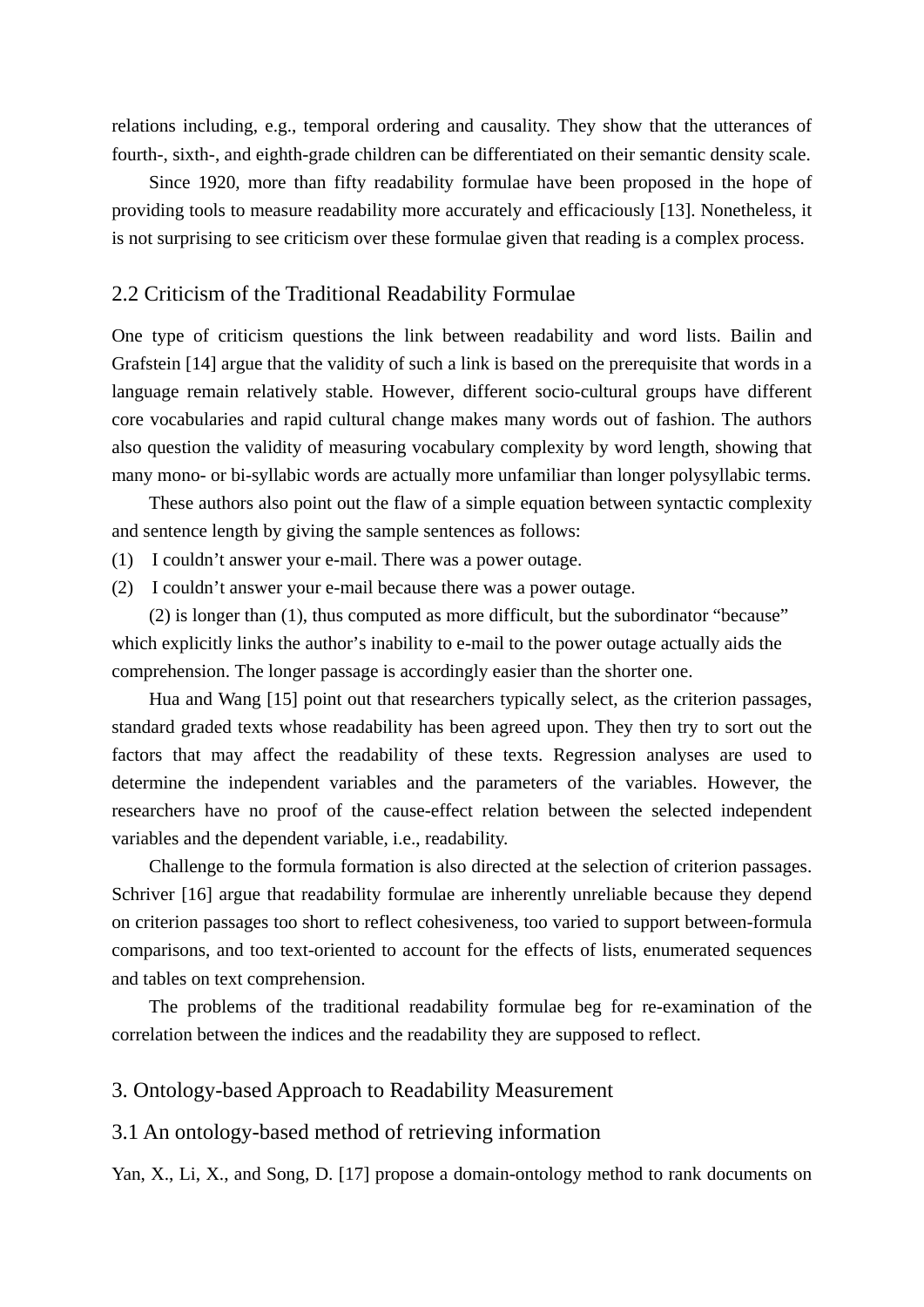relations including, e.g., temporal ordering and causality. They show that the utterances of fourth-, sixth-, and eighth-grade children can be differentiated on their semantic density scale.

Since 1920, more than fifty readability formulae have been proposed in the hope of providing tools to measure readability more accurately and efficaciously [13]. Nonetheless, it is not surprising to see criticism over these formulae given that reading is a complex process.

## 2.2 Criticism of the Traditional Readability Formulae

One type of criticism questions the link between readability and word lists. Bailin and Grafstein [14] argue that the validity of such a link is based on the prerequisite that words in a language remain relatively stable. However, different socio-cultural groups have different core vocabularies and rapid cultural change makes many words out of fashion. The authors also question the validity of measuring vocabulary complexity by word length, showing that many mono- or bi-syllabic words are actually more unfamiliar than longer polysyllabic terms.

These authors also point out the flaw of a simple equation between syntactic complexity and sentence length by giving the sample sentences as follows:

(1) I couldn't answer your e-mail. There was a power outage.

(2) I couldn't answer your e-mail because there was a power outage.

(2) is longer than (1), thus computed as more difficult, but the subordinator "because" which explicitly links the author's inability to e-mail to the power outage actually aids the comprehension. The longer passage is accordingly easier than the shorter one.

Hua and Wang [15] point out that researchers typically select, as the criterion passages, standard graded texts whose readability has been agreed upon. They then try to sort out the factors that may affect the readability of these texts. Regression analyses are used to determine the independent variables and the parameters of the variables. However, the researchers have no proof of the cause-effect relation between the selected independent variables and the dependent variable, i.e., readability.

Challenge to the formula formation is also directed at the selection of criterion passages. Schriver [16] argue that readability formulae are inherently unreliable because they depend on criterion passages too short to reflect cohesiveness, too varied to support between-formula comparisons, and too text-oriented to account for the effects of lists, enumerated sequences and tables on text comprehension.

The problems of the traditional readability formulae beg for re-examination of the correlation between the indices and the readability they are supposed to reflect.

# 3. Ontology-based Approach to Readability Measurement

## 3.1 An ontology-based method of retrieving information

Yan, X., Li, X., and Song, D. [17] propose a domain-ontology method to rank documents on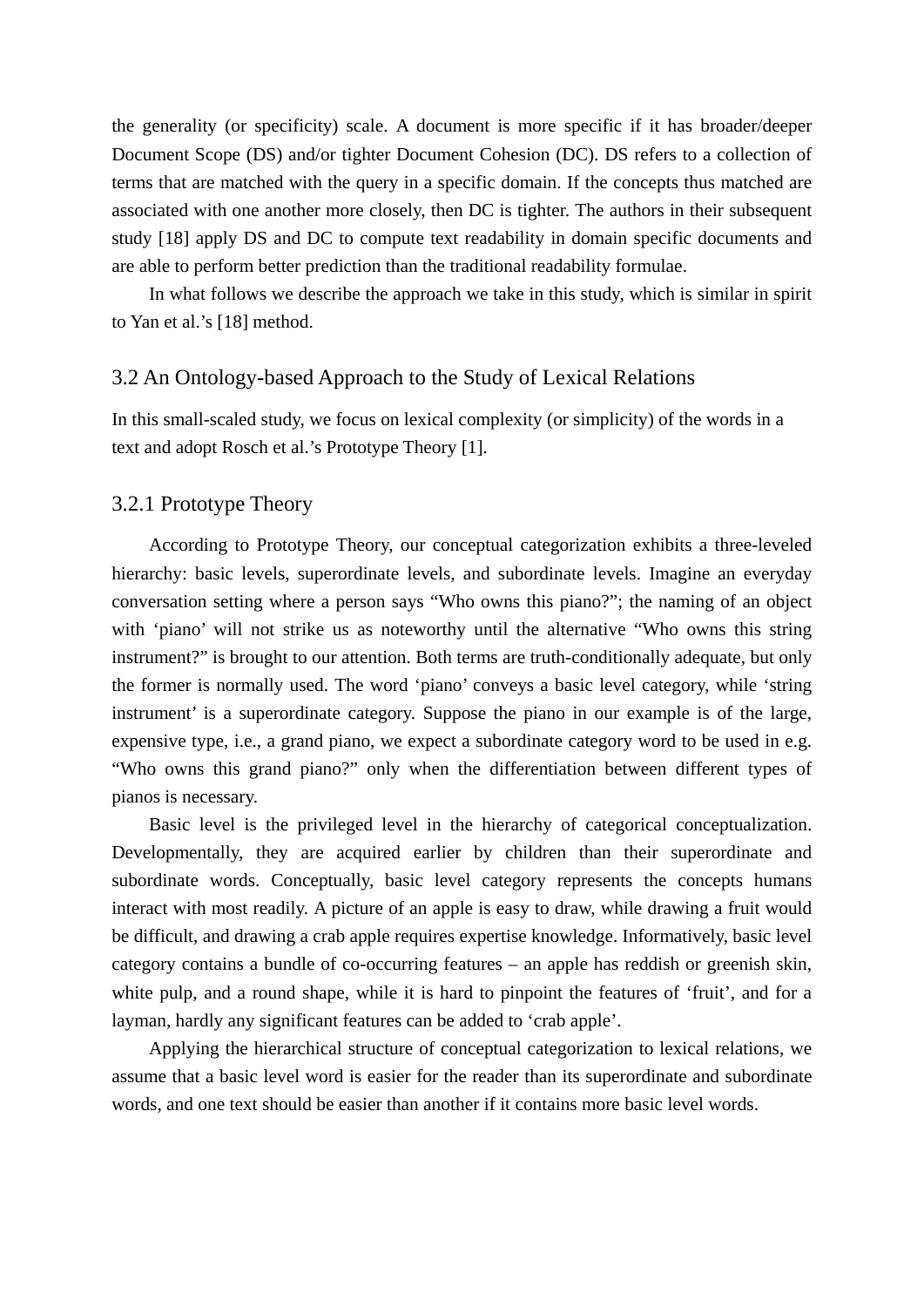the generality (or specificity) scale. A document is more specific if it has broader/deeper Document Scope (DS) and/or tighter Document Cohesion (DC). DS refers to a collection of terms that are matched with the query in a specific domain. If the concepts thus matched are associated with one another more closely, then DC is tighter. The authors in their subsequent study [18] apply DS and DC to compute text readability in domain specific documents and are able to perform better prediction than the traditional readability formulae.

In what follows we describe the approach we take in this study, which is similar in spirit to Yan et al.'s [18] method.

## 3.2 An Ontology-based Approach to the Study of Lexical Relations

In this small-scaled study, we focus on lexical complexity (or simplicity) of the words in a text and adopt Rosch et al.'s Prototype Theory [1].

### 3.2.1 Prototype Theory

According to Prototype Theory, our conceptual categorization exhibits a three-leveled hierarchy: basic levels, superordinate levels, and subordinate levels. Imagine an everyday conversation setting where a person says "Who owns this piano?"; the naming of an object with 'piano' will not strike us as noteworthy until the alternative "Who owns this string instrument?" is brought to our attention. Both terms are truth-conditionally adequate, but only the former is normally used. The word 'piano' conveys a basic level category, while 'string instrument' is a superordinate category. Suppose the piano in our example is of the large, expensive type, i.e., a grand piano, we expect a subordinate category word to be used in e.g. "Who owns this grand piano?" only when the differentiation between different types of pianos is necessary.

Basic level is the privileged level in the hierarchy of categorical conceptualization. Developmentally, they are acquired earlier by children than their superordinate and subordinate words. Conceptually, basic level category represents the concepts humans interact with most readily. A picture of an apple is easy to draw, while drawing a fruit would be difficult, and drawing a crab apple requires expertise knowledge. Informatively, basic level category contains a bundle of co-occurring features – an apple has reddish or greenish skin, white pulp, and a round shape, while it is hard to pinpoint the features of 'fruit', and for a layman, hardly any significant features can be added to 'crab apple'.

Applying the hierarchical structure of conceptual categorization to lexical relations, we assume that a basic level word is easier for the reader than its superordinate and subordinate words, and one text should be easier than another if it contains more basic level words.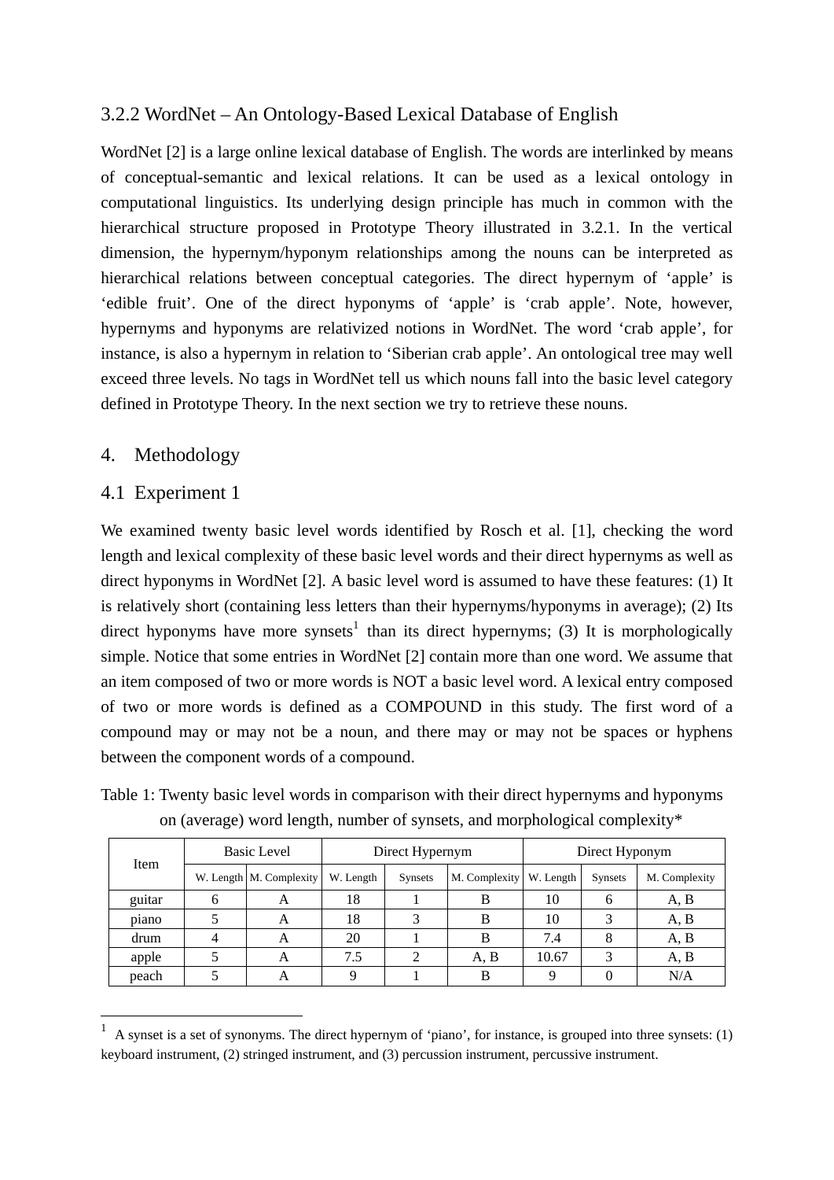### 3.2.2 WordNet – An Ontology-Based Lexical Database of English

WordNet [2] is a large online lexical database of English. The words are interlinked by means of conceptual-semantic and lexical relations. It can be used as a lexical ontology in computational linguistics. Its underlying design principle has much in common with the hierarchical structure proposed in Prototype Theory illustrated in 3.2.1. In the vertical dimension, the hypernym/hyponym relationships among the nouns can be interpreted as hierarchical relations between conceptual categories. The direct hypernym of ‘apple’ is ‘edible fruit’. One of the direct hyponyms of ‘apple’ is ‘crab apple’. Note, however, hypernyms and hyponyms are relativized notions in WordNet. The word ‘crab apple’, for instance, is also a hypernym in relation to ‘Siberian crab apple’. An ontological tree may well exceed three levels. No tags in WordNet tell us which nouns fall into the basic level category defined in Prototype Theory. In the next section we try to retrieve these nouns.

## 4. Methodology

### 4.1 Experiment 1

We examined twenty basic level words identified by Rosch et al. [1], checking the word length and lexical complexity of these basic level words and their direct hypernyms as well as direct hyponyms in WordNet [2]. A basic level word is assumed to have these features: (1) It is relatively short (containing less letters than their hypernyms/hyponyms in average); (2) Its direct hyponyms have more synsets[1] than its direct hypernyms; (3) It is morphologically simple. Notice that some entries in WordNet [2] contain more than one word. We assume that an item composed of two or more words is NOT a basic level word. A lexical entry composed of two or more words is defined as a COMPOUND in this study. The first word of a compound may or may not be a noun, and there may or may not be spaces or hyphens between the component words of a compound.

Table 1: Twenty basic level words in comparison with their direct hypernyms and hyponyms on (average) word length, number of synsets, and morphological complexity*

| Item | Basic Level | | Direct Hypernym | | | Direct Hyponym | | |
|---|---|---|---|---|---|---|---|---|
| | W. Length | M. Complexity | W. Length | Synsets | M. Complexity | W. Length | Synsets | M. Complexity |
| guitar | 6 | A | 18 | 1 | B | 10 | 6 | A, B |
| piano | 5 | A | 18 | 3 | B | 10 | 3 | A, B |
| drum | 4 | A | 20 | 1 | B | 7.4 | 8 | A, B |
| apple | 5 | A | 7.5 | 2 | A, B | 10.67 | 3 | A, B |
| peach | 5 | A | 9 | 1 | B | 9 | 0 | N/A |

[1] A synset is a set of synonyms. The direct hypernym of ‘piano’, for instance, is grouped into three synsets: (1) keyboard instrument, (2) stringed instrument, and (3) percussion instrument, percussive instrument.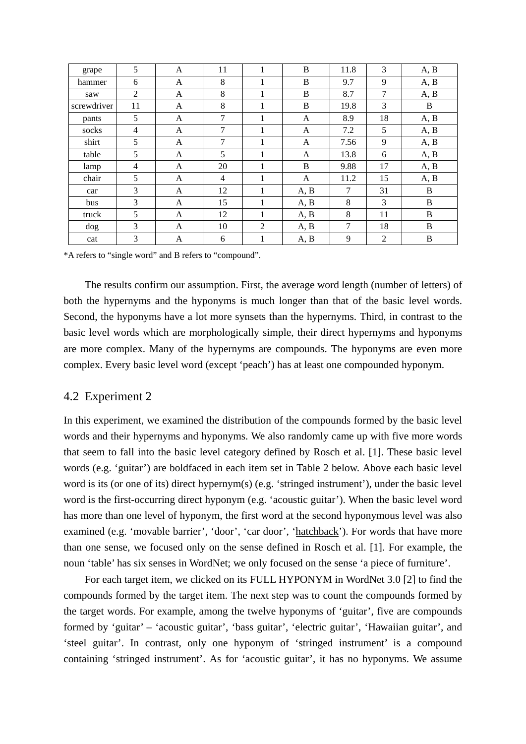| grape | 5 | A | 11 | 1 | B | 11.8 | 3 | A, B |
|---|---|---|---|---|---|---|---|---|
| hammer | 6 | A | 8 | 1 | B | 9.7 | 9 | A, B |
| saw | 2 | A | 8 | 1 | B | 8.7 | 7 | A, B |
| screwdriver | 11 | A | 8 | 1 | B | 19.8 | 3 | B |
| pants | 5 | A | 7 | 1 | A | 8.9 | 18 | A, B |
| socks | 4 | A | 7 | 1 | A | 7.2 | 5 | A, B |
| shirt | 5 | A | 7 | 1 | A | 7.56 | 9 | A, B |
| table | 5 | A | 5 | 1 | A | 13.8 | 6 | A, B |
| lamp | 4 | A | 20 | 1 | B | 9.88 | 17 | A, B |
| chair | 5 | A | 4 | 1 | A | 11.2 | 15 | A, B |
| car | 3 | A | 12 | 1 | A, B | 7 | 31 | B |
| bus | 3 | A | 15 | 1 | A, B | 8 | 3 | B |
| truck | 5 | A | 12 | 1 | A, B | 8 | 11 | B |
| dog | 3 | A | 10 | 2 | A, B | 7 | 18 | B |
| cat | 3 | A | 6 | 1 | A, B | 9 | 2 | B |

*A refers to “single word” and B refers to “compound”.

The results confirm our assumption. First, the average word length (number of letters) of both the hypernyms and the hyponyms is much longer than that of the basic level words. Second, the hyponyms have a lot more synsets than the hypernyms. Third, in contrast to the basic level words which are morphologically simple, their direct hypernyms and hyponyms are more complex. Many of the hypernyms are compounds. The hyponyms are even more complex. Every basic level word (except ‘peach’) has at least one compounded hyponym.

## 4.2 Experiment 2

In this experiment, we examined the distribution of the compounds formed by the basic level words and their hypernyms and hyponyms. We also randomly came up with five more words that seem to fall into the basic level category defined by Rosch et al. [1]. These basic level words (e.g. ‘guitar’) are boldfaced in each item set in Table 2 below. Above each basic level word is its (or one of its) direct hypernym(s) (e.g. ‘stringed instrument’), under the basic level word is the first-occurring direct hyponym (e.g. ‘acoustic guitar’). When the basic level word has more than one level of hyponym, the first word at the second hyponymous level was also examined (e.g. ‘movable barrier’, ‘door’, ‘car door’, ‘hatchback’). For words that have more than one sense, we focused only on the sense defined in Rosch et al. [1]. For example, the noun ‘table’ has six senses in WordNet; we only focused on the sense ‘a piece of furniture’.

For each target item, we clicked on its FULL HYPONYM in WordNet 3.0 [2] to find the compounds formed by the target item. The next step was to count the compounds formed by the target words. For example, among the twelve hyponyms of ‘guitar’, five are compounds formed by ‘guitar’ – ‘acoustic guitar’, ‘bass guitar’, ‘electric guitar’, ‘Hawaiian guitar’, and ‘steel guitar’. In contrast, only one hyponym of ‘stringed instrument’ is a compound containing ‘stringed instrument’. As for ‘acoustic guitar’, it has no hyponyms. We assume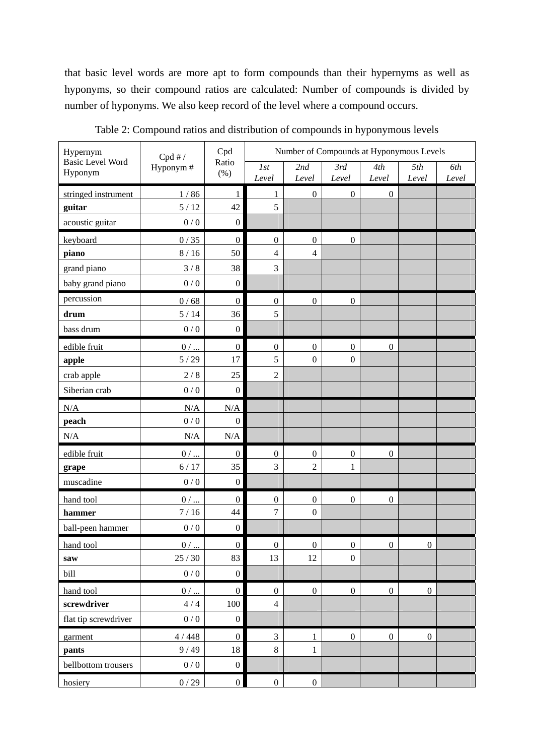that basic level words are more apt to form compounds than their hypernyms as well as hyponyms, so their compound ratios are calculated: Number of compounds is divided by number of hyponyms. We also keep record of the level where a compound occurs.

Table 2: Compound ratios and distribution of compounds in hyponymous levels

| Hypernym<br>Basic Level Word<br>Hyponym | Cpd # / Hyponym # | Cpd Ratio (%) | Number of Compounds at Hyponymous Levels | | | | | |
|---|---|---|---|---|---|---|---|---|
| | | | *1st Level* | *2nd Level* | *3rd Level* | *4th Level* | *5th Level* | *6th Level* |
| stringed instrument | 1 / 86 | 1 | 1 | 0 | 0 | 0 | | |
| **guitar** | 5 / 12 | 42 | 5 | | | | | |
| acoustic guitar | 0 / 0 | 0 | | | | | | |
| keyboard | 0 / 35 | 0 | 0 | 0 | 0 | | | |
| **piano** | 8 / 16 | 50 | 4 | 4 | | | | |
| grand piano | 3 / 8 | 38 | 3 | | | | | |
| baby grand piano | 0 / 0 | 0 | | | | | | |
| percussion | 0 / 68 | 0 | 0 | 0 | 0 | | | |
| **drum** | 5 / 14 | 36 | 5 | | | | | |
| bass drum | 0 / 0 | 0 | | | | | | |
| edible fruit | 0 / ... | 0 | 0 | 0 | 0 | 0 | | |
| **apple** | 5 / 29 | 17 | 5 | 0 | 0 | | | |
| crab apple | 2 / 8 | 25 | 2 | | | | | |
| Siberian crab | 0 / 0 | 0 | | | | | | |
| N/A | N/A | N/A | | | | | | |
| **peach** | 0 / 0 | 0 | | | | | | |
| N/A | N/A | N/A | | | | | | |
| edible fruit | 0 / ... | 0 | 0 | 0 | 0 | 0 | | |
| **grape** | 6 / 17 | 35 | 3 | 2 | 1 | | | |
| muscadine | 0 / 0 | 0 | | | | | | |
| hand tool | 0 / ... | 0 | 0 | 0 | 0 | 0 | | |
| **hammer** | 7 / 16 | 44 | 7 | 0 | | | | |
| ball-peen hammer | 0 / 0 | 0 | | | | | | |
| hand tool | 0 / ... | 0 | 0 | 0 | 0 | 0 | 0 | |
| **saw** | 25 / 30 | 83 | 13 | 12 | 0 | | | |
| bill | 0 / 0 | 0 | | | | | | |
| hand tool | 0 / ... | 0 | 0 | 0 | 0 | 0 | 0 | |
| **screwdriver** | 4 / 4 | 100 | 4 | | | | | |
| flat tip screwdriver | 0 / 0 | 0 | | | | | | |
| garment | 4 / 448 | 0 | 3 | 1 | 0 | 0 | 0 | |
| **pants** | 9 / 49 | 18 | 8 | 1 | | | | |
| bellbottom trousers | 0 / 0 | 0 | | | | | | |
| hosiery | 0 / 29 | 0 | 0 | 0 | | | | |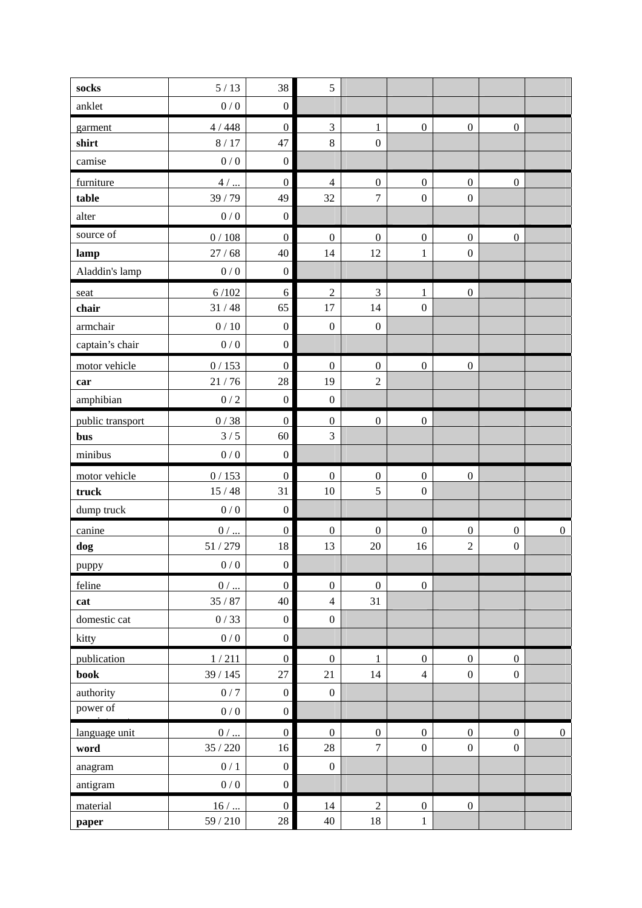| | | | | | | | | |
|---|---|---|---|---|---|---|---|---|
| **socks** | 5 / 13 | 38 | 5 | | | | | |
| anklet | 0 / 0 | 0 | | | | | | |
| garment | 4 / 448 | 0 | 3 | 1 | 0 | 0 | 0 | |
| **shirt** | 8 / 17 | 47 | 8 | 0 | | | | |
| camise | 0 / 0 | 0 | | | | | | |
| furniture | 4 / ... | 0 | 4 | 0 | 0 | 0 | 0 | |
| **table** | 39 / 79 | 49 | 32 | 7 | 0 | 0 | | |
| alter | 0 / 0 | 0 | | | | | | |
| source of | 0 / 108 | 0 | 0 | 0 | 0 | 0 | 0 | |
| **lamp** | 27 / 68 | 40 | 14 | 12 | 1 | 0 | | |
| Aladdin's lamp | 0 / 0 | 0 | | | | | | |
| seat | 6 /102 | 6 | 2 | 3 | 1 | 0 | | |
| **chair** | 31 / 48 | 65 | 17 | 14 | 0 | | | |
| armchair | 0 / 10 | 0 | 0 | 0 | | | | |
| captain’s chair | 0 / 0 | 0 | | | | | | |
| motor vehicle | 0 / 153 | 0 | 0 | 0 | 0 | 0 | | |
| **car** | 21 / 76 | 28 | 19 | 2 | | | | |
| amphibian | 0 / 2 | 0 | 0 | | | | | |
| public transport | 0 / 38 | 0 | 0 | 0 | 0 | | | |
| **bus** | 3 / 5 | 60 | 3 | | | | | |
| minibus | 0 / 0 | 0 | | | | | | |
| motor vehicle | 0 / 153 | 0 | 0 | 0 | 0 | 0 | | |
| **truck** | 15 / 48 | 31 | 10 | 5 | 0 | | | |
| dump truck | 0 / 0 | 0 | | | | | | |
| canine | 0 / ... | 0 | 0 | 0 | 0 | 0 | 0 | 0 |
| **dog** | 51 / 279 | 18 | 13 | 20 | 16 | 2 | 0 | |
| puppy | 0 / 0 | 0 | | | | | | |
| feline | 0 / ... | 0 | 0 | 0 | 0 | | | |
| **cat** | 35 / 87 | 40 | 4 | 31 | | | | |
| domestic cat | 0 / 33 | 0 | 0 | | | | | |
| kitty | 0 / 0 | 0 | | | | | | |
| publication | 1 / 211 | 0 | 0 | 1 | 0 | 0 | 0 | |
| **book** | 39 / 145 | 27 | 21 | 14 | 4 | 0 | 0 | |
| authority | 0 / 7 | 0 | 0 | | | | | |
| power of | 0 / 0 | 0 | | | | | | |
| language unit | 0 / ... | 0 | 0 | 0 | 0 | 0 | 0 | 0 |
| **word** | 35 / 220 | 16 | 28 | 7 | 0 | 0 | 0 | |
| anagram | 0 / 1 | 0 | 0 | | | | | |
| antigram | 0 / 0 | 0 | | | | | | |
| material | 16 / ... | 0 | 14 | 2 | 0 | 0 | | |
| **paper** | 59 / 210 | 28 | 40 | 18 | 1 | | | |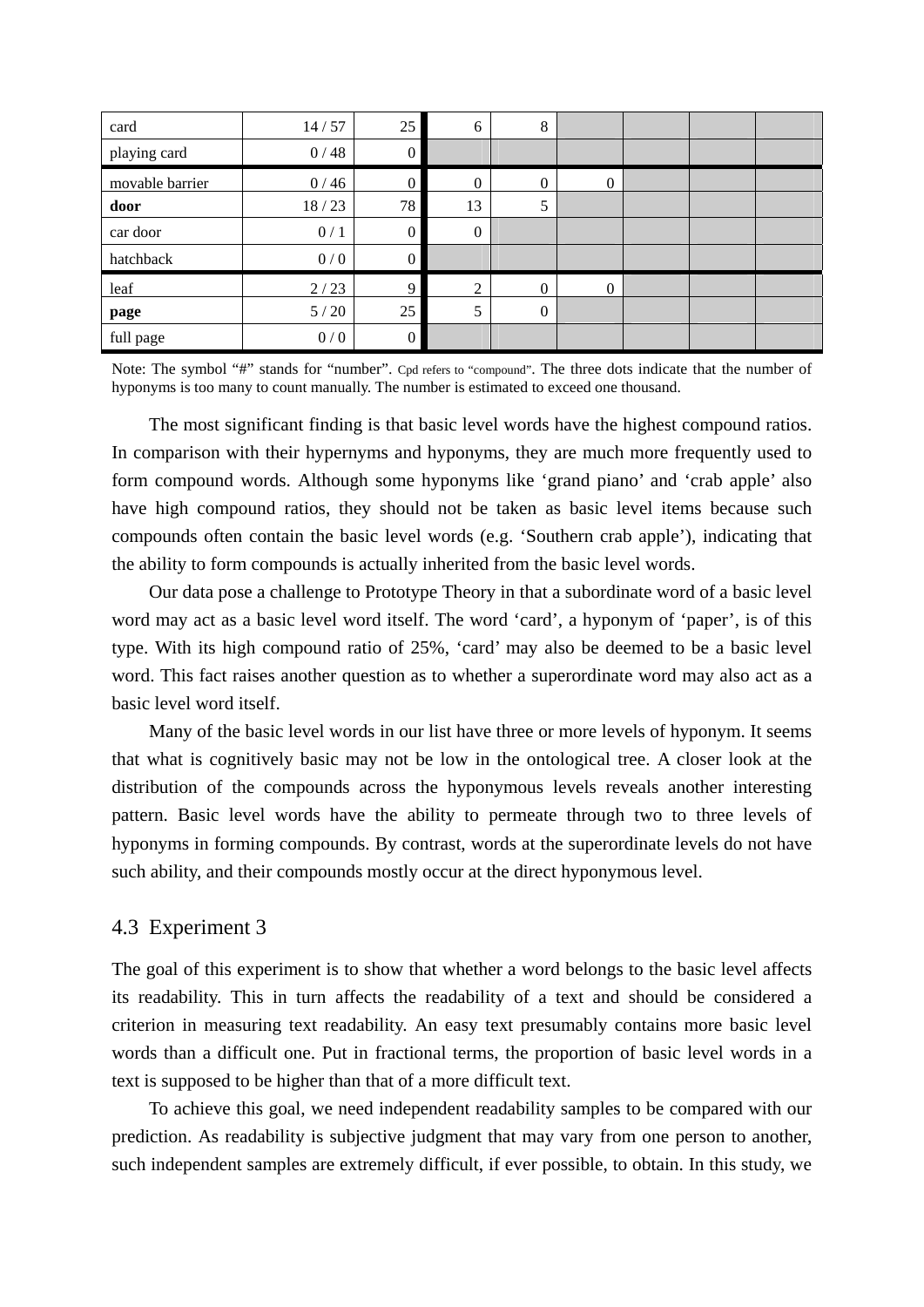| | | | | | | | | |
|---|---|---|---|---|---|---|---|---|
| card | 14 / 57 | 25 | 6 | 8 | | | | |
| playing card | 0 / 48 | 0 | | | | | | |
| movable barrier | 0 / 46 | 0 | 0 | 0 | 0 | | | |
| **door** | 18 / 23 | 78 | 13 | 5 | | | | |
| car door | 0 / 1 | 0 | 0 | | | | | |
| hatchback | 0 / 0 | 0 | | | | | | |
| leaf | 2 / 23 | 9 | 2 | 0 | 0 | | | |
| **page** | 5 / 20 | 25 | 5 | 0 | | | | |
| full page | 0 / 0 | 0 | | | | | | |

Note: The symbol "#" stands for "number". Cpd refers to "compound". The three dots indicate that the number of hyponyms is too many to count manually. The number is estimated to exceed one thousand.

The most significant finding is that basic level words have the highest compound ratios. In comparison with their hypernyms and hyponyms, they are much more frequently used to form compound words. Although some hyponyms like 'grand piano' and 'crab apple' also have high compound ratios, they should not be taken as basic level items because such compounds often contain the basic level words (e.g. 'Southern crab apple'), indicating that the ability to form compounds is actually inherited from the basic level words.

Our data pose a challenge to Prototype Theory in that a subordinate word of a basic level word may act as a basic level word itself. The word 'card', a hyponym of 'paper', is of this type. With its high compound ratio of 25%, 'card' may also be deemed to be a basic level word. This fact raises another question as to whether a superordinate word may also act as a basic level word itself.

Many of the basic level words in our list have three or more levels of hyponym. It seems that what is cognitively basic may not be low in the ontological tree. A closer look at the distribution of the compounds across the hyponymous levels reveals another interesting pattern. Basic level words have the ability to permeate through two to three levels of hyponyms in forming compounds. By contrast, words at the superordinate levels do not have such ability, and their compounds mostly occur at the direct hyponymous level.

## 4.3 Experiment 3

The goal of this experiment is to show that whether a word belongs to the basic level affects its readability. This in turn affects the readability of a text and should be considered a criterion in measuring text readability. An easy text presumably contains more basic level words than a difficult one. Put in fractional terms, the proportion of basic level words in a text is supposed to be higher than that of a more difficult text.

To achieve this goal, we need independent readability samples to be compared with our prediction. As readability is subjective judgment that may vary from one person to another, such independent samples are extremely difficult, if ever possible, to obtain. In this study, we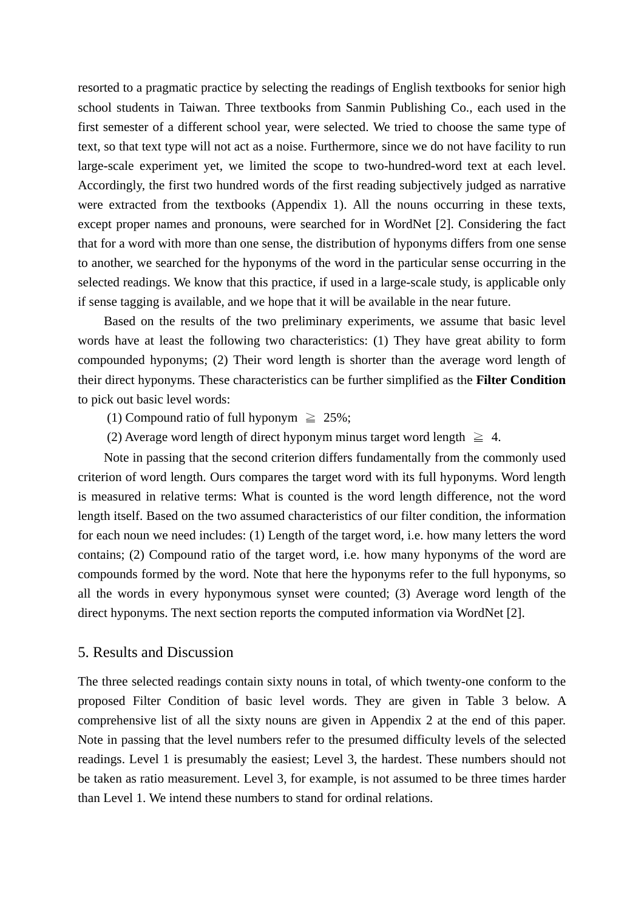resorted to a pragmatic practice by selecting the readings of English textbooks for senior high school students in Taiwan. Three textbooks from Sanmin Publishing Co., each used in the first semester of a different school year, were selected. We tried to choose the same type of text, so that text type will not act as a noise. Furthermore, since we do not have facility to run large-scale experiment yet, we limited the scope to two-hundred-word text at each level. Accordingly, the first two hundred words of the first reading subjectively judged as narrative were extracted from the textbooks (Appendix 1). All the nouns occurring in these texts, except proper names and pronouns, were searched for in WordNet [2]. Considering the fact that for a word with more than one sense, the distribution of hyponyms differs from one sense to another, we searched for the hyponyms of the word in the particular sense occurring in the selected readings. We know that this practice, if used in a large-scale study, is applicable only if sense tagging is available, and we hope that it will be available in the near future.

Based on the results of the two preliminary experiments, we assume that basic level words have at least the following two characteristics: (1) They have great ability to form compounded hyponyms; (2) Their word length is shorter than the average word length of their direct hyponyms. These characteristics can be further simplified as the **Filter Condition** to pick out basic level words:

(1) Compound ratio of full hyponym ≧ 25%;

(2) Average word length of direct hyponym minus target word length ≧ 4.

Note in passing that the second criterion differs fundamentally from the commonly used criterion of word length. Ours compares the target word with its full hyponyms. Word length is measured in relative terms: What is counted is the word length difference, not the word length itself. Based on the two assumed characteristics of our filter condition, the information for each noun we need includes: (1) Length of the target word, i.e. how many letters the word contains; (2) Compound ratio of the target word, i.e. how many hyponyms of the word are compounds formed by the word. Note that here the hyponyms refer to the full hyponyms, so all the words in every hyponymous synset were counted; (3) Average word length of the direct hyponyms. The next section reports the computed information via WordNet [2].

## 5. Results and Discussion

The three selected readings contain sixty nouns in total, of which twenty-one conform to the proposed Filter Condition of basic level words. They are given in Table 3 below. A comprehensive list of all the sixty nouns are given in Appendix 2 at the end of this paper. Note in passing that the level numbers refer to the presumed difficulty levels of the selected readings. Level 1 is presumably the easiest; Level 3, the hardest. These numbers should not be taken as ratio measurement. Level 3, for example, is not assumed to be three times harder than Level 1. We intend these numbers to stand for ordinal relations.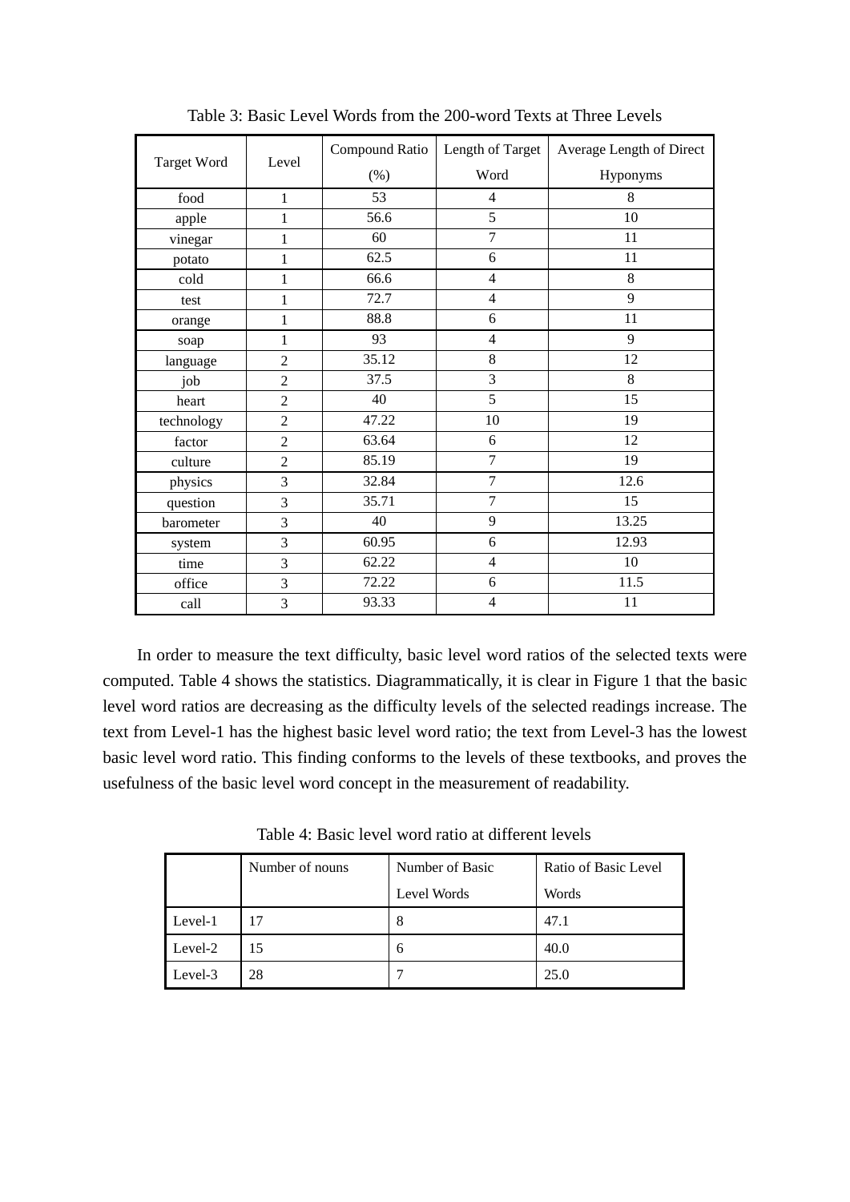Table 3: Basic Level Words from the 200-word Texts at Three Levels

| Target Word | Level | Compound Ratio (%) | Length of Target Word | Average Length of Direct Hyponyms |
|---|---|---|---|---|
| food | 1 | 53 | 4 | 8 |
| apple | 1 | 56.6 | 5 | 10 |
| vinegar | 1 | 60 | 7 | 11 |
| potato | 1 | 62.5 | 6 | 11 |
| cold | 1 | 66.6 | 4 | 8 |
| test | 1 | 72.7 | 4 | 9 |
| orange | 1 | 88.8 | 6 | 11 |
| soap | 1 | 93 | 4 | 9 |
| language | 2 | 35.12 | 8 | 12 |
| job | 2 | 37.5 | 3 | 8 |
| heart | 2 | 40 | 5 | 15 |
| technology | 2 | 47.22 | 10 | 19 |
| factor | 2 | 63.64 | 6 | 12 |
| culture | 2 | 85.19 | 7 | 19 |
| physics | 3 | 32.84 | 7 | 12.6 |
| question | 3 | 35.71 | 7 | 15 |
| barometer | 3 | 40 | 9 | 13.25 |
| system | 3 | 60.95 | 6 | 12.93 |
| time | 3 | 62.22 | 4 | 10 |
| office | 3 | 72.22 | 6 | 11.5 |
| call | 3 | 93.33 | 4 | 11 |

In order to measure the text difficulty, basic level word ratios of the selected texts were computed. Table 4 shows the statistics. Diagrammatically, it is clear in Figure 1 that the basic level word ratios are decreasing as the difficulty levels of the selected readings increase. The text from Level-1 has the highest basic level word ratio; the text from Level-3 has the lowest basic level word ratio. This finding conforms to the levels of these textbooks, and proves the usefulness of the basic level word concept in the measurement of readability.

Table 4: Basic level word ratio at different levels

| | Number of nouns | Number of Basic Level Words | Ratio of Basic Level Words |
|---|---|---|---|
| Level-1 | 17 | 8 | 47.1 |
| Level-2 | 15 | 6 | 40.0 |
| Level-3 | 28 | 7 | 25.0 |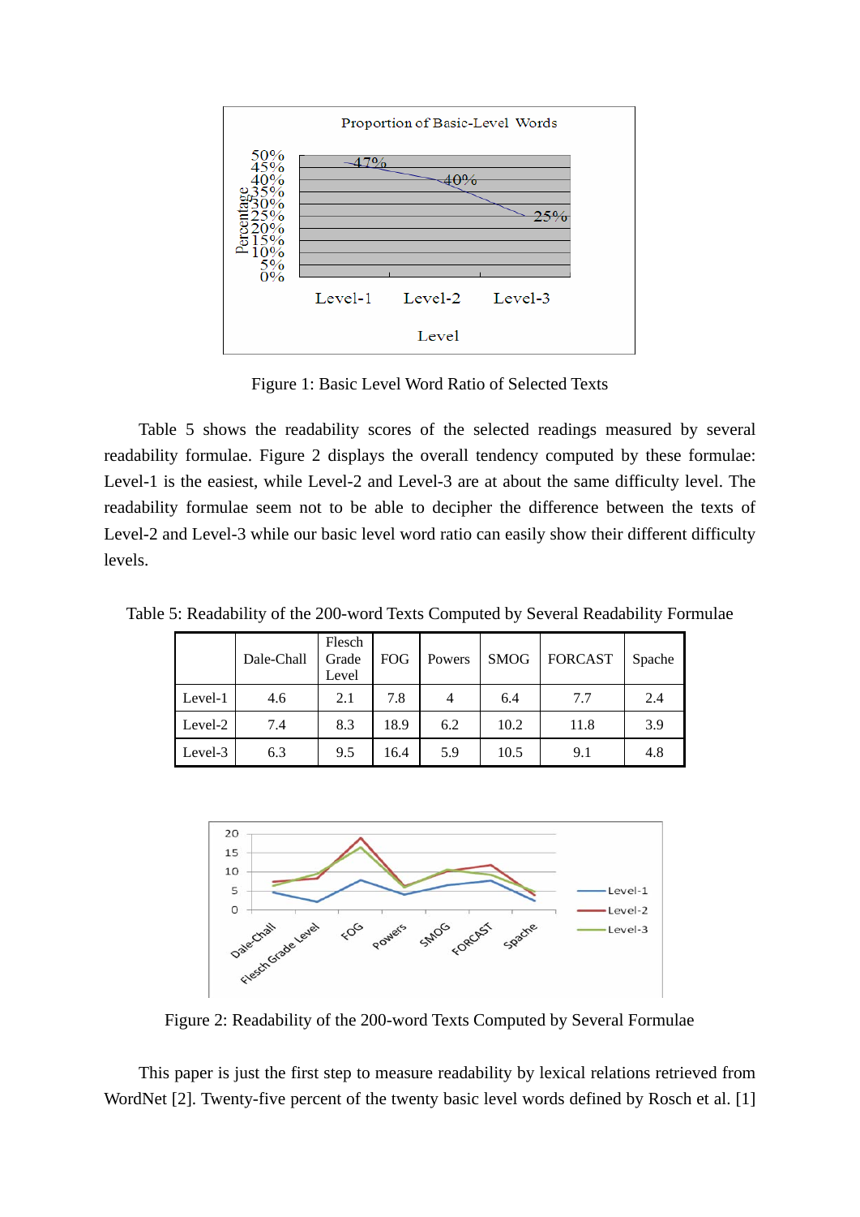Figure 1: Basic Level Word Ratio of Selected Texts

Table 5 shows the readability scores of the selected readings measured by several readability formulae. Figure 2 displays the overall tendency computed by these formulae: Level-1 is the easiest, while Level-2 and Level-3 are at about the same difficulty level. The readability formulae seem not to be able to decipher the difference between the texts of Level-2 and Level-3 while our basic level word ratio can easily show their different difficulty levels.

Table 5: Readability of the 200-word Texts Computed by Several Readability Formulae

| | Dale-Chall | Flesch Grade Level | FOG | Powers | SMOG | FORCAST | Spache |
|---|---|---|---|---|---|---|---|
| Level-1 | 4.6 | 2.1 | 7.8 | 4 | 6.4 | 7.7 | 2.4 |
| Level-2 | 7.4 | 8.3 | 18.9 | 6.2 | 10.2 | 11.8 | 3.9 |
| Level-3 | 6.3 | 9.5 | 16.4 | 5.9 | 10.5 | 9.1 | 4.8 |

Figure 2: Readability of the 200-word Texts Computed by Several Formulae

This paper is just the first step to measure readability by lexical relations retrieved from WordNet [2]. Twenty-five percent of the twenty basic level words defined by Rosch et al. [1]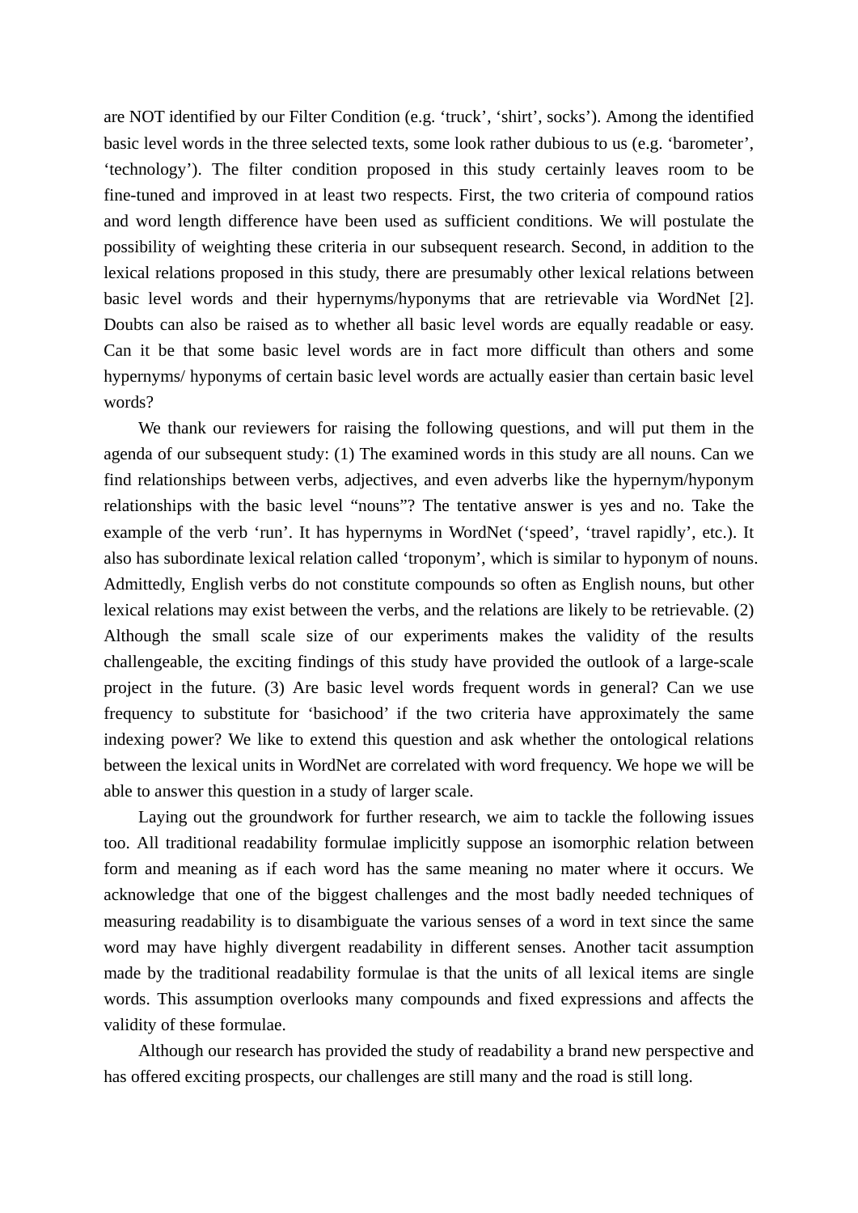are NOT identified by our Filter Condition (e.g. 'truck', 'shirt', socks'). Among the identified basic level words in the three selected texts, some look rather dubious to us (e.g. 'barometer', 'technology'). The filter condition proposed in this study certainly leaves room to be fine-tuned and improved in at least two respects. First, the two criteria of compound ratios and word length difference have been used as sufficient conditions. We will postulate the possibility of weighting these criteria in our subsequent research. Second, in addition to the lexical relations proposed in this study, there are presumably other lexical relations between basic level words and their hypernyms/hyponyms that are retrievable via WordNet [2]. Doubts can also be raised as to whether all basic level words are equally readable or easy. Can it be that some basic level words are in fact more difficult than others and some hypernyms/ hyponyms of certain basic level words are actually easier than certain basic level words?

We thank our reviewers for raising the following questions, and will put them in the agenda of our subsequent study: (1) The examined words in this study are all nouns. Can we find relationships between verbs, adjectives, and even adverbs like the hypernym/hyponym relationships with the basic level "nouns"? The tentative answer is yes and no. Take the example of the verb 'run'. It has hypernyms in WordNet ('speed', 'travel rapidly', etc.). It also has subordinate lexical relation called 'troponym', which is similar to hyponym of nouns. Admittedly, English verbs do not constitute compounds so often as English nouns, but other lexical relations may exist between the verbs, and the relations are likely to be retrievable. (2) Although the small scale size of our experiments makes the validity of the results challengeable, the exciting findings of this study have provided the outlook of a large-scale project in the future. (3) Are basic level words frequent words in general? Can we use frequency to substitute for 'basichood' if the two criteria have approximately the same indexing power? We like to extend this question and ask whether the ontological relations between the lexical units in WordNet are correlated with word frequency. We hope we will be able to answer this question in a study of larger scale.

Laying out the groundwork for further research, we aim to tackle the following issues too. All traditional readability formulae implicitly suppose an isomorphic relation between form and meaning as if each word has the same meaning no mater where it occurs. We acknowledge that one of the biggest challenges and the most badly needed techniques of measuring readability is to disambiguate the various senses of a word in text since the same word may have highly divergent readability in different senses. Another tacit assumption made by the traditional readability formulae is that the units of all lexical items are single words. This assumption overlooks many compounds and fixed expressions and affects the validity of these formulae.

Although our research has provided the study of readability a brand new perspective and has offered exciting prospects, our challenges are still many and the road is still long.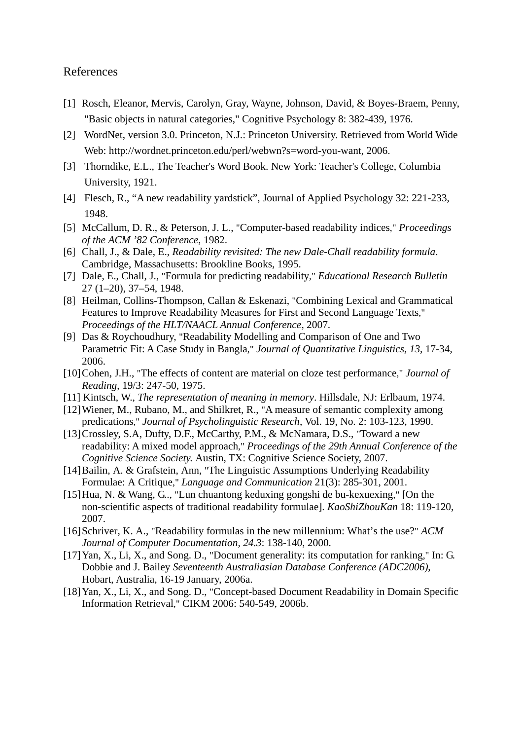# References

[1] Rosch, Eleanor, Mervis, Carolyn, Gray, Wayne, Johnson, David, & Boyes-Braem, Penny, "Basic objects in natural categories," Cognitive Psychology 8: 382-439, 1976.

[2] WordNet, version 3.0. Princeton, N.J.: Princeton University. Retrieved from World Wide Web: http://wordnet.princeton.edu/perl/webwn?s=word-you-want, 2006.

[3] Thorndike, E.L., The Teacher's Word Book. New York: Teacher's College, Columbia University, 1921.

[4] Flesch, R., "A new readability yardstick", Journal of Applied Psychology 32: 221-233, 1948.

[5] McCallum, D. R., & Peterson, J. L., "Computer-based readability indices," *Proceedings of the ACM '82 Conference*, 1982.

[6] Chall, J., & Dale, E., *Readability revisited: The new Dale-Chall readability formula*. Cambridge, Massachusetts: Brookline Books, 1995.

[7] Dale, E., Chall, J., "Formula for predicting readability," *Educational Research Bulletin* 27 (1–20), 37–54, 1948.

[8] Heilman, Collins-Thompson, Callan & Eskenazi, "Combining Lexical and Grammatical Features to Improve Readability Measures for First and Second Language Texts," *Proceedings of the HLT/NAACL Annual Conference*, 2007.

[9] Das & Roychoudhury, "Readability Modelling and Comparison of One and Two Parametric Fit: A Case Study in Bangla," *Journal of Quantitative Linguistics, 13*, 17-34, 2006.

[10] Cohen, J.H., "The effects of content are material on cloze test performance," *Journal of Reading*, 19/3: 247-50, 1975.

[11] Kintsch, W., *The representation of meaning in memory*. Hillsdale, NJ: Erlbaum, 1974.

[12] Wiener, M., Rubano, M., and Shilkret, R., "A measure of semantic complexity among predications," *Journal of Psycholinguistic Research*, Vol. 19, No. 2: 103-123, 1990.

[13] Crossley, S.A, Dufty, D.F., McCarthy, P.M., & McNamara, D.S., "Toward a new readability: A mixed model approach," *Proceedings of the 29th Annual Conference of the Cognitive Science Society.* Austin, TX: Cognitive Science Society, 2007.

[14] Bailin, A. & Grafstein, Ann, "The Linguistic Assumptions Underlying Readability Formulae: A Critique," *Language and Communication* 21(3): 285-301, 2001.

[15] Hua, N. & Wang, G.., "Lun chuantong keduxing gongshi de bu-kexuexing," [On the non-scientific aspects of traditional readability formulae]. *KaoShiZhouKan* 18: 119-120, 2007.

[16] Schriver, K. A., "Readability formulas in the new millennium: What's the use?" *ACM Journal of Computer Documentation, 24.3*: 138-140, 2000.

[17] Yan, X., Li, X., and Song. D., "Document generality: its computation for ranking," In: G. Dobbie and J. Bailey *Seventeenth Australiasian Database Conference (ADC2006)*, Hobart, Australia, 16-19 January, 2006a.

[18] Yan, X., Li, X., and Song. D., "Concept-based Document Readability in Domain Specific Information Retrieval," CIKM 2006: 540-549, 2006b.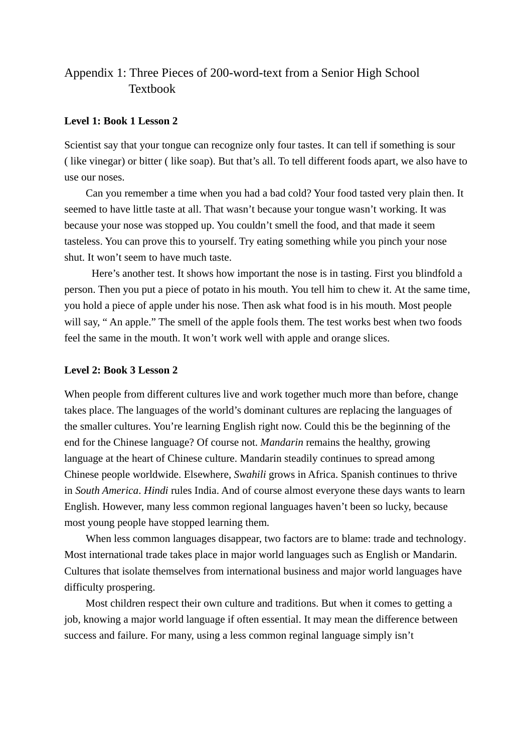# Appendix 1: Three Pieces of 200-word-text from a Senior High School Textbook

**Level 1: Book 1 Lesson 2**

Scientist say that your tongue can recognize only four tastes. It can tell if something is sour ( like vinegar) or bitter ( like soap). But that's all. To tell different foods apart, we also have to use our noses.

Can you remember a time when you had a bad cold? Your food tasted very plain then. It seemed to have little taste at all. That wasn't because your tongue wasn't working. It was because your nose was stopped up. You couldn't smell the food, and that made it seem tasteless. You can prove this to yourself. Try eating something while you pinch your nose shut. It won't seem to have much taste.

Here's another test. It shows how important the nose is in tasting. First you blindfold a person. Then you put a piece of potato in his mouth. You tell him to chew it. At the same time, you hold a piece of apple under his nose. Then ask what food is in his mouth. Most people will say, " An apple." The smell of the apple fools them. The test works best when two foods feel the same in the mouth. It won't work well with apple and orange slices.

**Level 2: Book 3 Lesson 2**

When people from different cultures live and work together much more than before, change takes place. The languages of the world's dominant cultures are replacing the languages of the smaller cultures. You're learning English right now. Could this be the beginning of the end for the Chinese language? Of course not. *Mandarin* remains the healthy, growing language at the heart of Chinese culture. Mandarin steadily continues to spread among Chinese people worldwide. Elsewhere, *Swahili* grows in Africa. Spanish continues to thrive in *South America*. *Hindi* rules India. And of course almost everyone these days wants to learn English. However, many less common regional languages haven't been so lucky, because most young people have stopped learning them.

When less common languages disappear, two factors are to blame: trade and technology. Most international trade takes place in major world languages such as English or Mandarin. Cultures that isolate themselves from international business and major world languages have difficulty prospering.

Most children respect their own culture and traditions. But when it comes to getting a job, knowing a major world language if often essential. It may mean the difference between success and failure. For many, using a less common reginal language simply isn't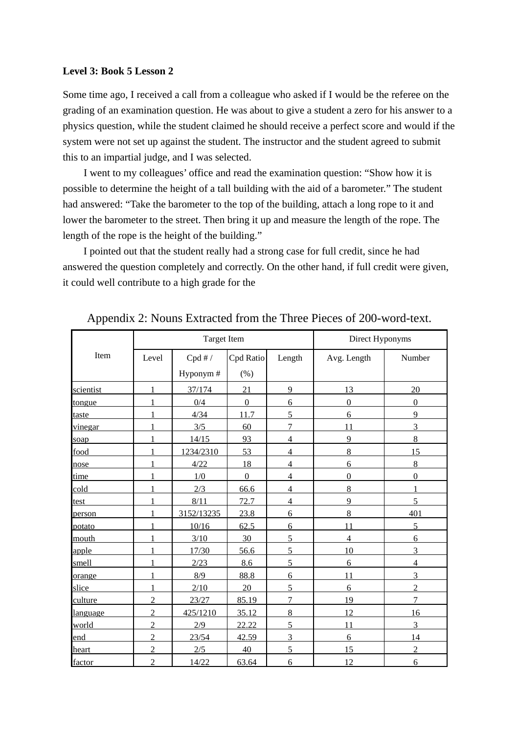**Level 3: Book 5 Lesson 2**

Some time ago, I received a call from a colleague who asked if I would be the referee on the grading of an examination question. He was about to give a student a zero for his answer to a physics question, while the student claimed he should receive a perfect score and would if the system were not set up against the student. The instructor and the student agreed to submit this to an impartial judge, and I was selected.

I went to my colleagues' office and read the examination question: "Show how it is possible to determine the height of a tall building with the aid of a barometer." The student had answered: "Take the barometer to the top of the building, attach a long rope to it and lower the barometer to the street. Then bring it up and measure the length of the rope. The length of the rope is the height of the building."

I pointed out that the student really had a strong case for full credit, since he had answered the question completely and correctly. On the other hand, if full credit were given, it could well contribute to a high grade for the

Appendix 2: Nouns Extracted from the Three Pieces of 200-word-text.

| Item | Target Item | | | | Direct Hyponyms | |
|---|---|---|---|---|---|---|
| | Level | Cpd # / Hyponym # | Cpd Ratio (%) | Length | Avg. Length | Number |
| scientist | 1 | 37/174 | 21 | 9 | 13 | 20 |
| tongue | 1 | 0/4 | 0 | 6 | 0 | 0 |
| taste | 1 | 4/34 | 11.7 | 5 | 6 | 9 |
| vinegar | 1 | 3/5 | 60 | 7 | 11 | 3 |
| soap | 1 | 14/15 | 93 | 4 | 9 | 8 |
| food | 1 | 1234/2310 | 53 | 4 | 8 | 15 |
| nose | 1 | 4/22 | 18 | 4 | 6 | 8 |
| time | 1 | 1/0 | 0 | 4 | 0 | 0 |
| cold | 1 | 2/3 | 66.6 | 4 | 8 | 1 |
| test | 1 | 8/11 | 72.7 | 4 | 9 | 5 |
| person | 1 | 3152/13235 | 23.8 | 6 | 8 | 401 |
| potato | 1 | 10/16 | 62.5 | 6 | 11 | 5 |
| mouth | 1 | 3/10 | 30 | 5 | 4 | 6 |
| apple | 1 | 17/30 | 56.6 | 5 | 10 | 3 |
| smell | 1 | 2/23 | 8.6 | 5 | 6 | 4 |
| orange | 1 | 8/9 | 88.8 | 6 | 11 | 3 |
| slice | 1 | 2/10 | 20 | 5 | 6 | 2 |
| culture | 2 | 23/27 | 85.19 | 7 | 19 | 7 |
| language | 2 | 425/1210 | 35.12 | 8 | 12 | 16 |
| world | 2 | 2/9 | 22.22 | 5 | 11 | 3 |
| end | 2 | 23/54 | 42.59 | 3 | 6 | 14 |
| heart | 2 | 2/5 | 40 | 5 | 15 | 2 |
| factor | 2 | 14/22 | 63.64 | 6 | 12 | 6 |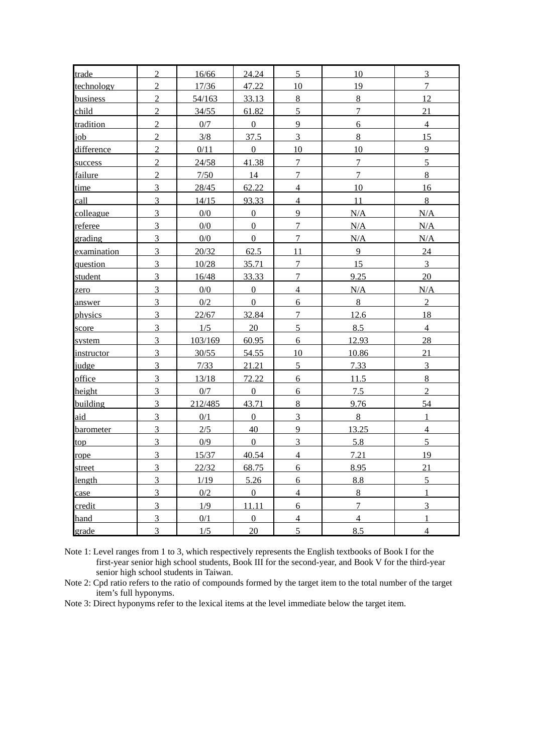| | | | | | | |
|---|---|---|---|---|---|---|
| trade | 2 | 16/66 | 24.24 | 5 | 10 | 3 |
| technology | 2 | 17/36 | 47.22 | 10 | 19 | 7 |
| business | 2 | 54/163 | 33.13 | 8 | 8 | 12 |
| child | 2 | 34/55 | 61.82 | 5 | 7 | 21 |
| tradition | 2 | 0/7 | 0 | 9 | 6 | 4 |
| job | 2 | 3/8 | 37.5 | 3 | 8 | 15 |
| difference | 2 | 0/11 | 0 | 10 | 10 | 9 |
| success | 2 | 24/58 | 41.38 | 7 | 7 | 5 |
| failure | 2 | 7/50 | 14 | 7 | 7 | 8 |
| time | 3 | 28/45 | 62.22 | 4 | 10 | 16 |
| call | 3 | 14/15 | 93.33 | 4 | 11 | 8 |
| colleague | 3 | 0/0 | 0 | 9 | N/A | N/A |
| referee | 3 | 0/0 | 0 | 7 | N/A | N/A |
| grading | 3 | 0/0 | 0 | 7 | N/A | N/A |
| examination | 3 | 20/32 | 62.5 | 11 | 9 | 24 |
| question | 3 | 10/28 | 35.71 | 7 | 15 | 3 |
| student | 3 | 16/48 | 33.33 | 7 | 9.25 | 20 |
| zero | 3 | 0/0 | 0 | 4 | N/A | N/A |
| answer | 3 | 0/2 | 0 | 6 | 8 | 2 |
| physics | 3 | 22/67 | 32.84 | 7 | 12.6 | 18 |
| score | 3 | 1/5 | 20 | 5 | 8.5 | 4 |
| system | 3 | 103/169 | 60.95 | 6 | 12.93 | 28 |
| instructor | 3 | 30/55 | 54.55 | 10 | 10.86 | 21 |
| judge | 3 | 7/33 | 21.21 | 5 | 7.33 | 3 |
| office | 3 | 13/18 | 72.22 | 6 | 11.5 | 8 |
| height | 3 | 0/7 | 0 | 6 | 7.5 | 2 |
| building | 3 | 212/485 | 43.71 | 8 | 9.76 | 54 |
| aid | 3 | 0/1 | 0 | 3 | 8 | 1 |
| barometer | 3 | 2/5 | 40 | 9 | 13.25 | 4 |
| top | 3 | 0/9 | 0 | 3 | 5.8 | 5 |
| rope | 3 | 15/37 | 40.54 | 4 | 7.21 | 19 |
| street | 3 | 22/32 | 68.75 | 6 | 8.95 | 21 |
| length | 3 | 1/19 | 5.26 | 6 | 8.8 | 5 |
| case | 3 | 0/2 | 0 | 4 | 8 | 1 |
| credit | 3 | 1/9 | 11.11 | 6 | 7 | 3 |
| hand | 3 | 0/1 | 0 | 4 | 4 | 1 |
| grade | 3 | 1/5 | 20 | 5 | 8.5 | 4 |

Note 1: Level ranges from 1 to 3, which respectively represents the English textbooks of Book I for the first-year senior high school students, Book III for the second-year, and Book V for the third-year senior high school students in Taiwan.

Note 2: Cpd ratio refers to the ratio of compounds formed by the target item to the total number of the target item's full hyponyms.

Note 3: Direct hyponyms refer to the lexical items at the level immediate below the target item.